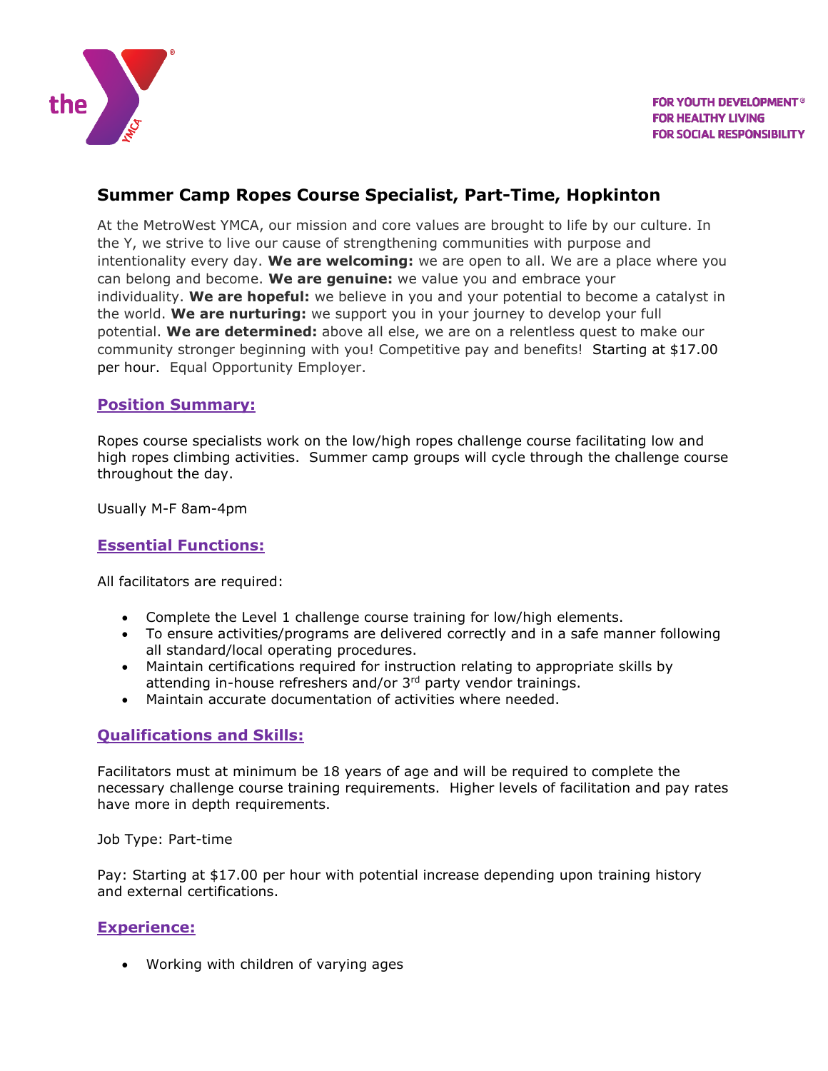FOR YOUTH DEVELOPMENT®
FOR HEALTHY LIVING
FOR SOCIAL RESPONSIBILITY

# Summer Camp Ropes Course Specialist, Part-Time, Hopkinton

At the MetroWest YMCA, our mission and core values are brought to life by our culture. In the Y, we strive to live our cause of strengthening communities with purpose and intentionality every day. **We are welcoming:** we are open to all. We are a place where you can belong and become. **We are genuine:** we value you and embrace your individuality. **We are hopeful:** we believe in you and your potential to become a catalyst in the world. **We are nurturing:** we support you in your journey to develop your full potential. **We are determined:** above all else, we are on a relentless quest to make our community stronger beginning with you! Competitive pay and benefits! Starting at $17.00 per hour. Equal Opportunity Employer.

## Position Summary:

Ropes course specialists work on the low/high ropes challenge course facilitating low and high ropes climbing activities. Summer camp groups will cycle through the challenge course throughout the day.

Usually M-F 8am-4pm

## Essential Functions:

All facilitators are required:

- Complete the Level 1 challenge course training for low/high elements.
- To ensure activities/programs are delivered correctly and in a safe manner following all standard/local operating procedures.
- Maintain certifications required for instruction relating to appropriate skills by attending in-house refreshers and/or 3rd party vendor trainings.
- Maintain accurate documentation of activities where needed.

## Qualifications and Skills:

Facilitators must at minimum be 18 years of age and will be required to complete the necessary challenge course training requirements. Higher levels of facilitation and pay rates have more in depth requirements.

Job Type: Part-time

Pay: Starting at $17.00 per hour with potential increase depending upon training history and external certifications.

## Experience:

- Working with children of varying ages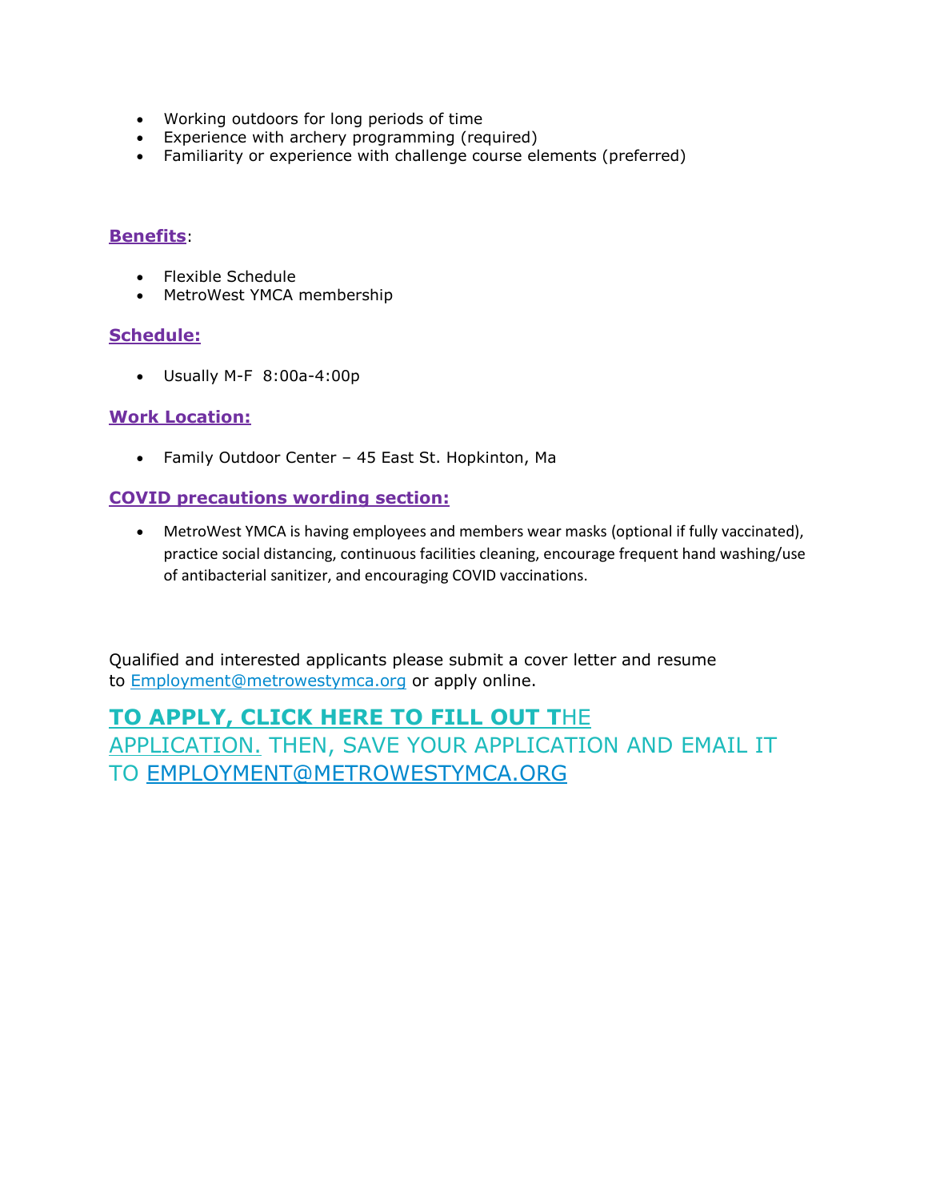- Working outdoors for long periods of time
- Experience with archery programming (required)
- Familiarity or experience with challenge course elements (preferred)

**Benefits**:

- Flexible Schedule
- MetroWest YMCA membership

**Schedule:**

- Usually M-F 8:00a-4:00p

**Work Location:**

- Family Outdoor Center – 45 East St. Hopkinton, Ma

**COVID precautions wording section:**

- MetroWest YMCA is having employees and members wear masks (optional if fully vaccinated), practice social distancing, continuous facilities cleaning, encourage frequent hand washing/use of antibacterial sanitizer, and encouraging COVID vaccinations.

Qualified and interested applicants please submit a cover letter and resume to Employment@metrowestymca.org or apply online.

**TO APPLY, CLICK HERE TO FILL OUT THE APPLICATION.** THEN, SAVE YOUR APPLICATION AND EMAIL IT TO EMPLOYMENT@METROWESTYMCA.ORG